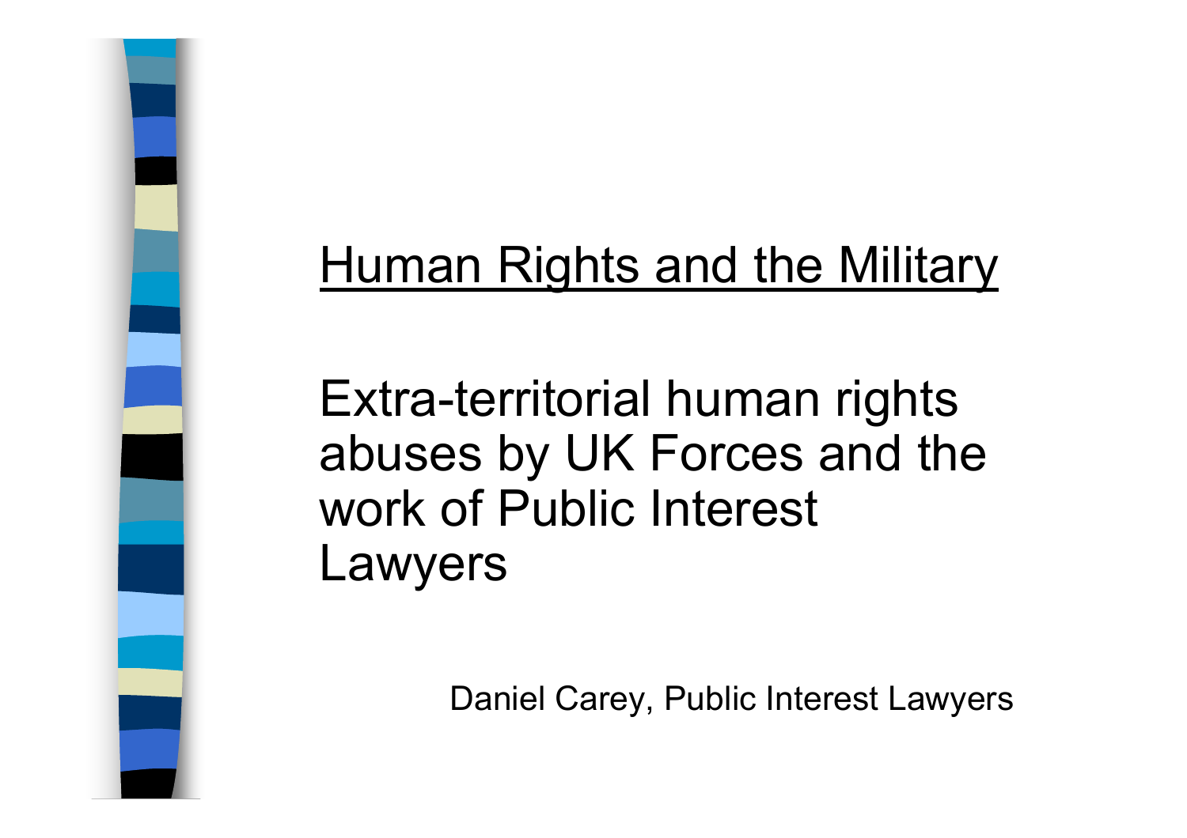# Human Rights and the Military

## Extra-territorial human rights abuses by UK Forces and the work of Public Interest Lawyers

Daniel Carey, Public Interest Lawyers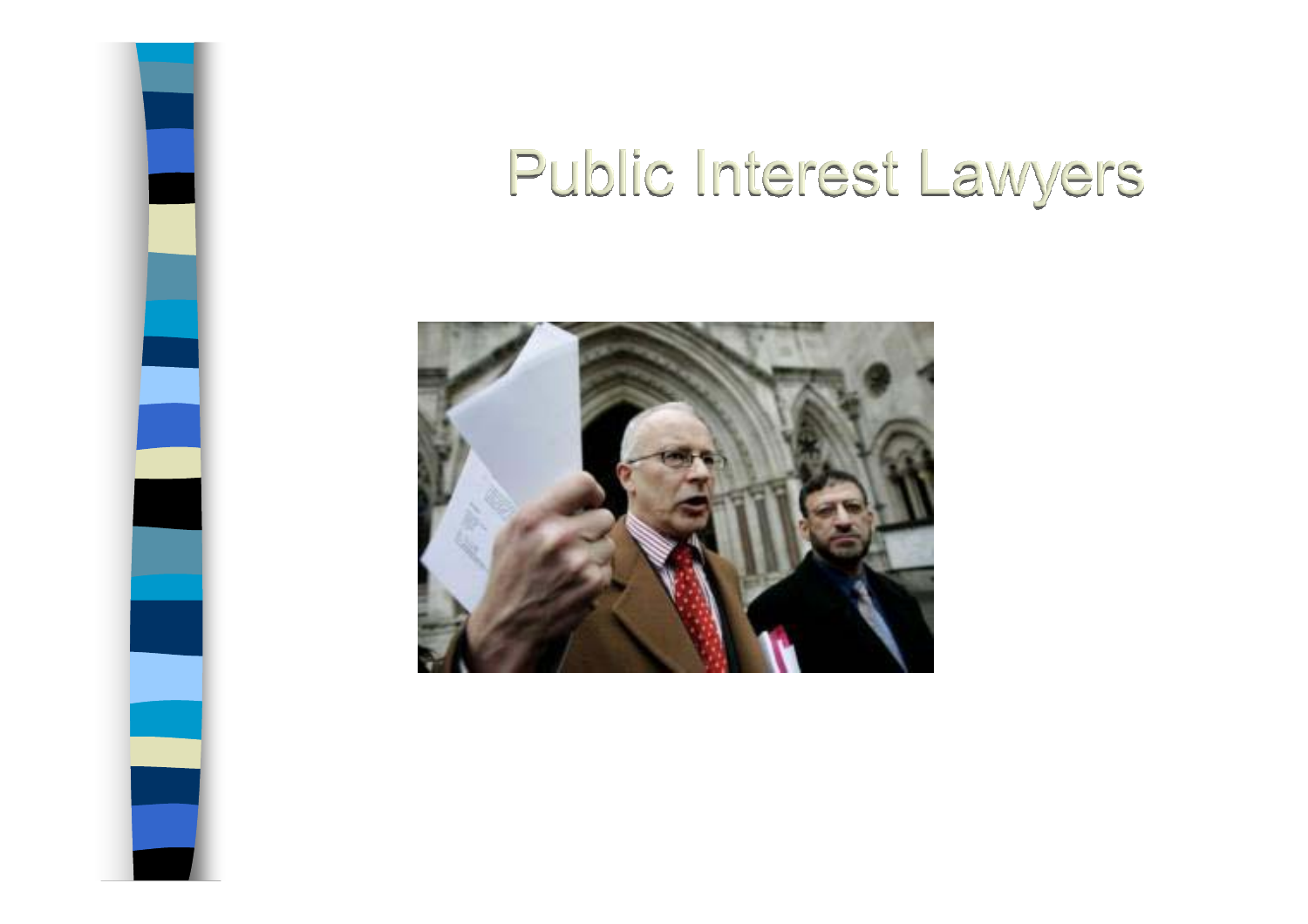# Public Interest Lawyers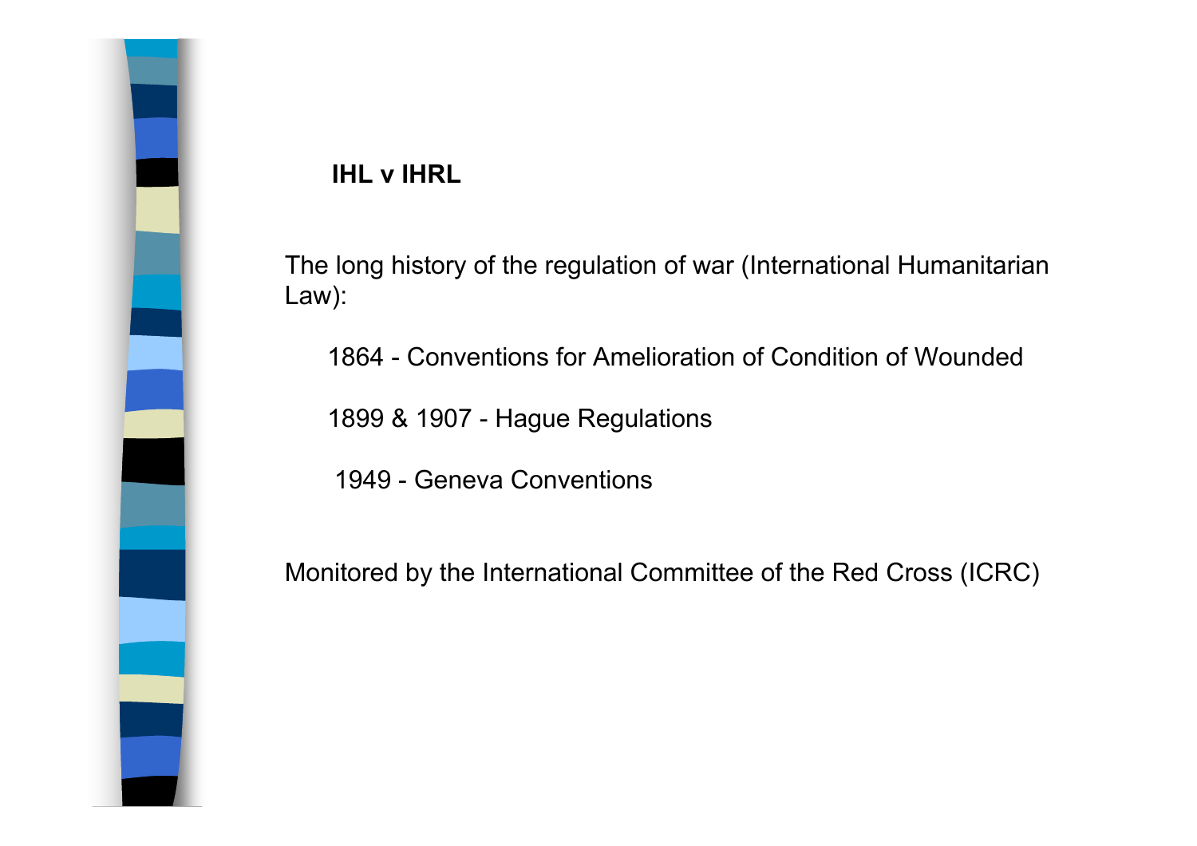**IHL v IHRL**

The long history of the regulation of war (International Humanitarian Law):

- 1864 - Conventions for Amelioration of Condition of Wounded
- 1899 & 1907 - Hague Regulations
- 1949 - Geneva Conventions

Monitored by the International Committee of the Red Cross (ICRC)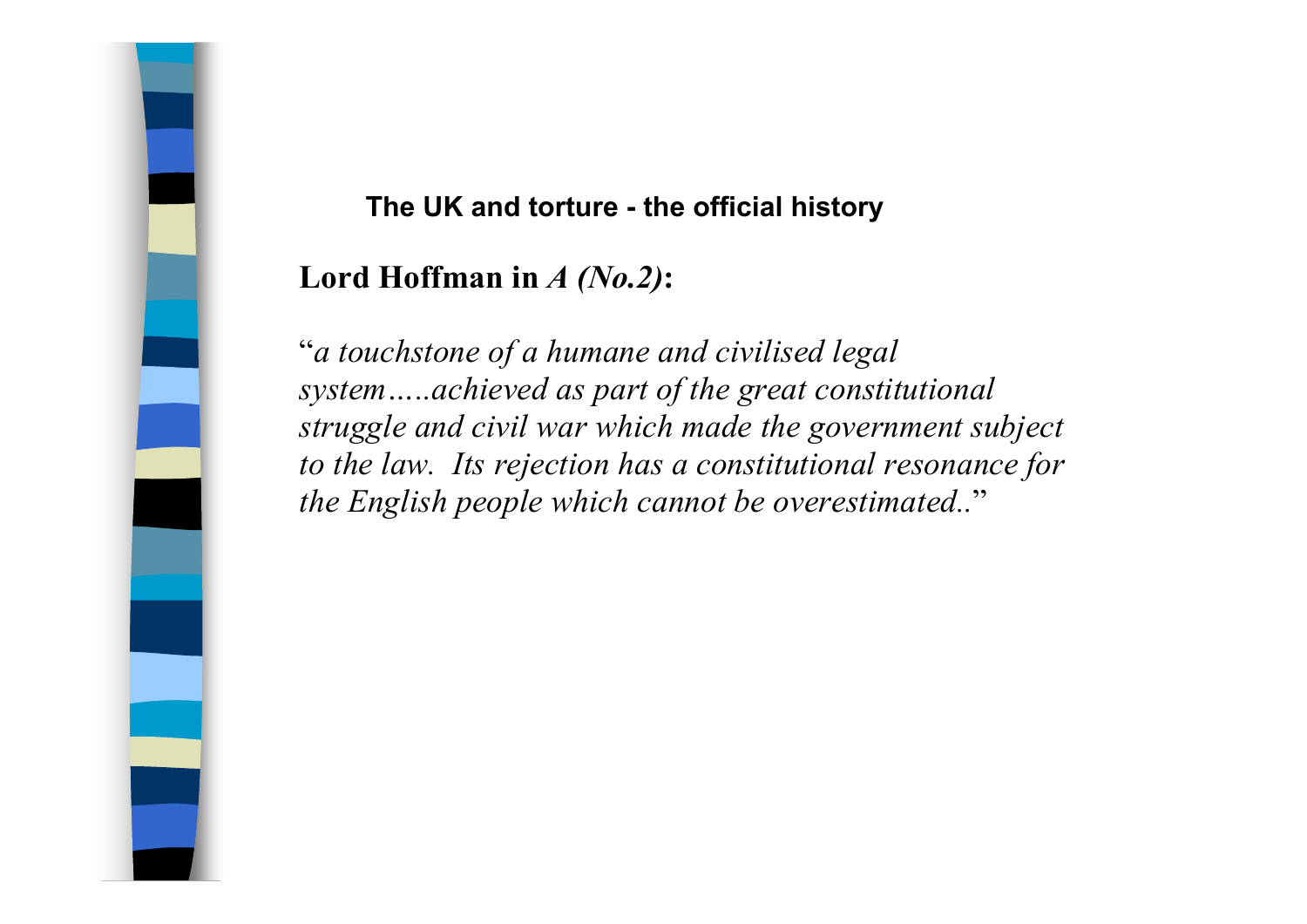## The UK and torture - the official history

**Lord Hoffman in *A (No.2)*:**

"*a touchstone of a humane and civilised legal system…..achieved as part of the great constitutional struggle and civil war which made the government subject to the law. Its rejection has a constitutional resonance for the English people which cannot be overestimated..*"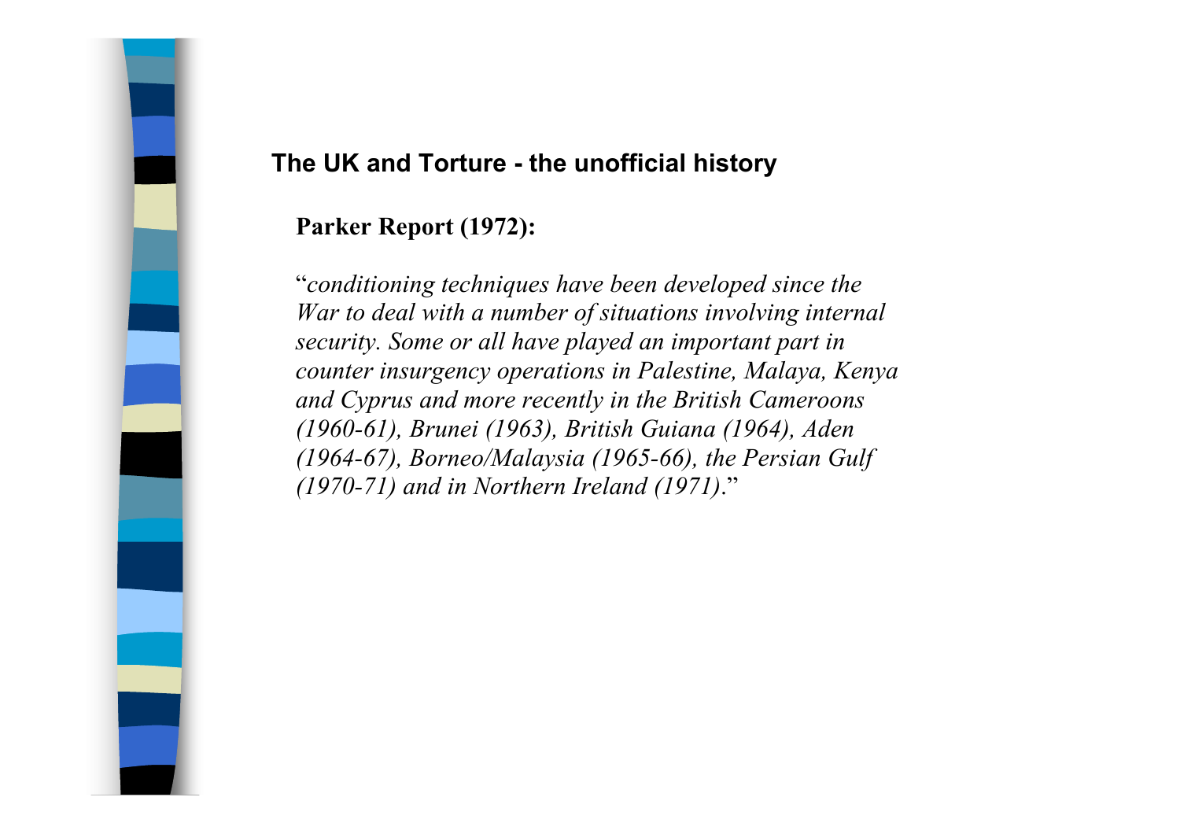## The UK and Torture - the unofficial history

**Parker Report (1972):**

"*conditioning techniques have been developed since the War to deal with a number of situations involving internal security. Some or all have played an important part in counter insurgency operations in Palestine, Malaya, Kenya and Cyprus and more recently in the British Cameroons (1960-61), Brunei (1963), British Guiana (1964), Aden (1964-67), Borneo/Malaysia (1965-66), the Persian Gulf (1970-71) and in Northern Ireland (1971)*."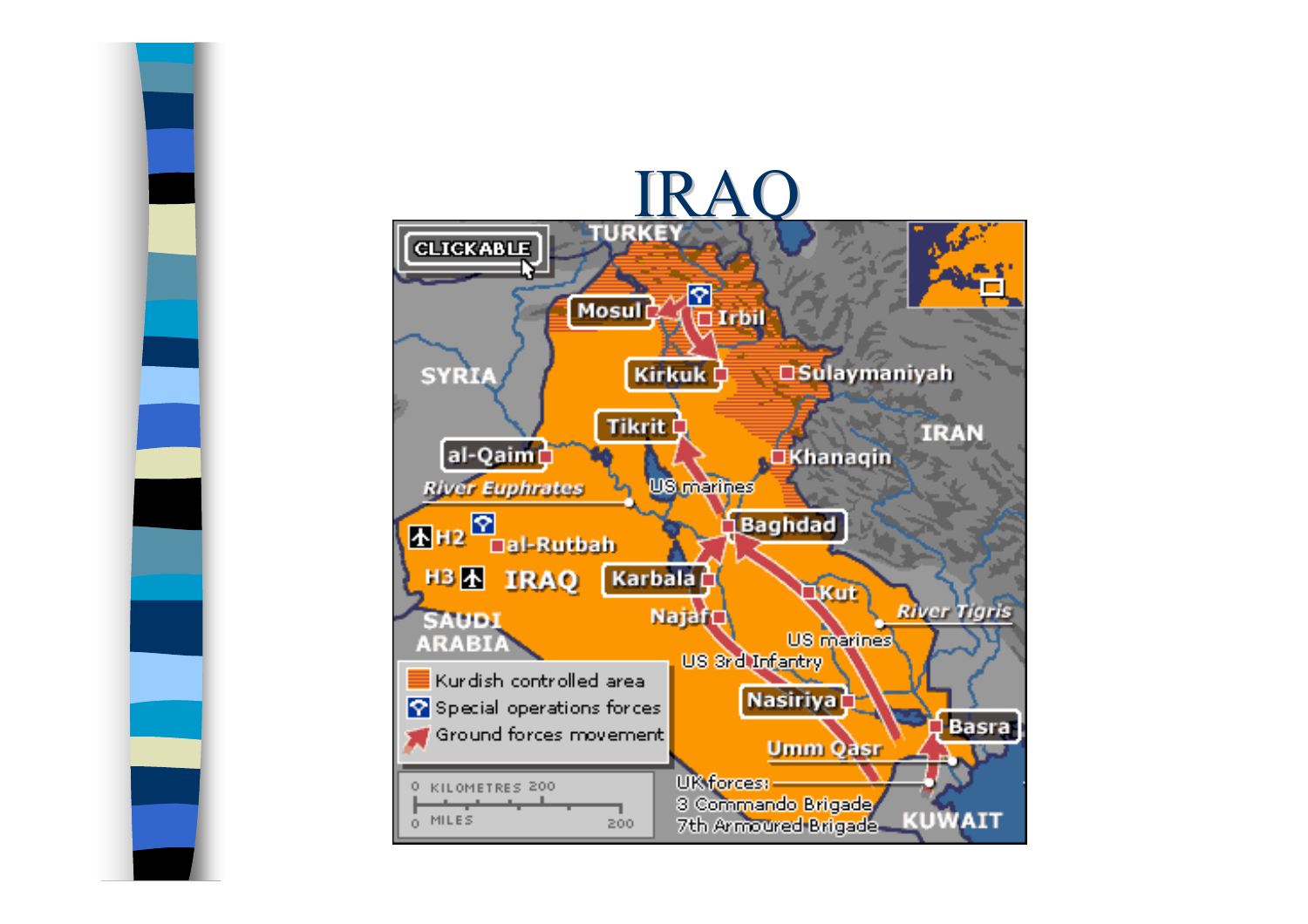# IRAQ

CLICKABLE

TURKEY

Mosul

Irbil

Kirkuk

Sulaymaniyah

SYRIA

Tikrit

IRAN

al-Qaim

Khanaqin

River Euphrates

US marines

H2

al-Rutbah

Baghdad

H3

IRAQ

Karbala

Kut

SAUDI ARABIA

Najaf

River Tigris

US marines

US 3rd Infantry

Kurdish controlled area

Special operations forces

Ground forces movement

Nasiriya

Basra

Umm Qasr

0 KILOMETRES 200

0 MILES 200

UK forces:
3 Commando Brigade
7th Armoured Brigade

KUWAIT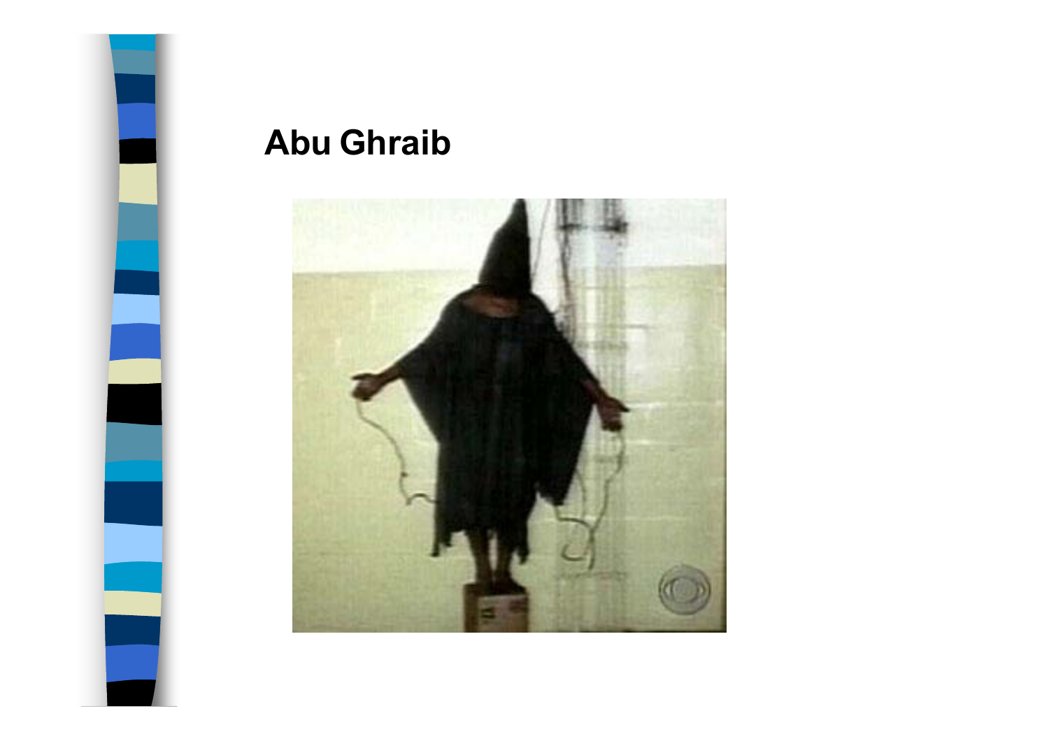# Abu Ghraib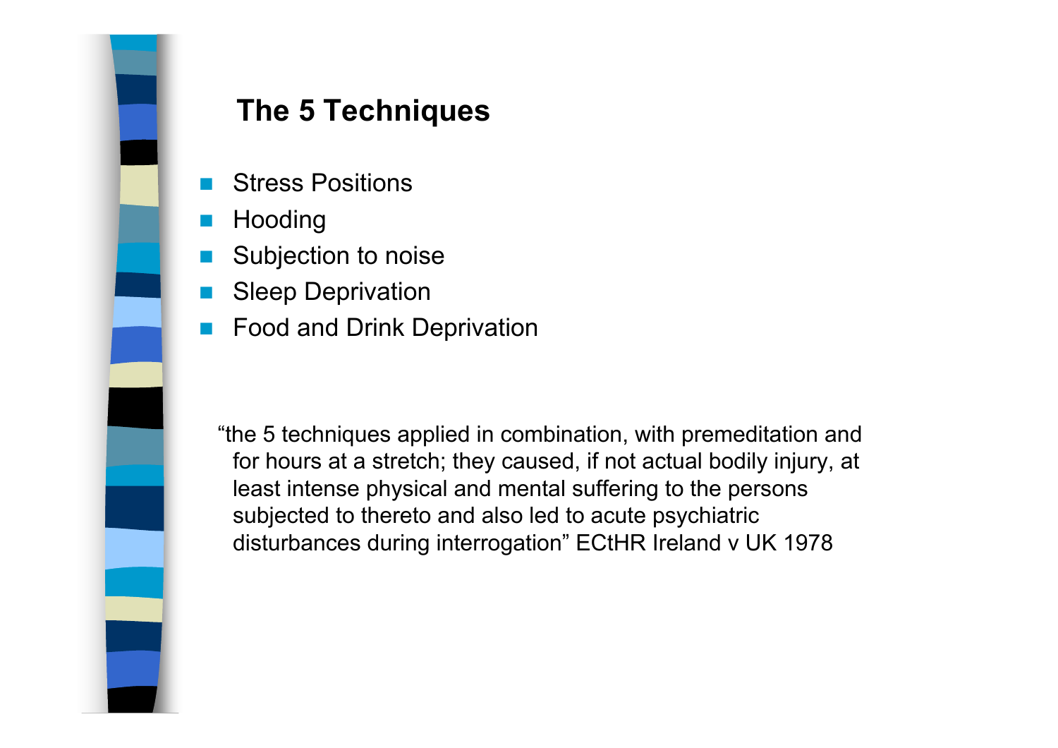## The 5 Techniques

- Stress Positions
- Hooding
- Subjection to noise
- Sleep Deprivation
- Food and Drink Deprivation

“the 5 techniques applied in combination, with premeditation and for hours at a stretch; they caused, if not actual bodily injury, at least intense physical and mental suffering to the persons subjected to thereto and also led to acute psychiatric disturbances during interrogation” ECtHR Ireland v UK 1978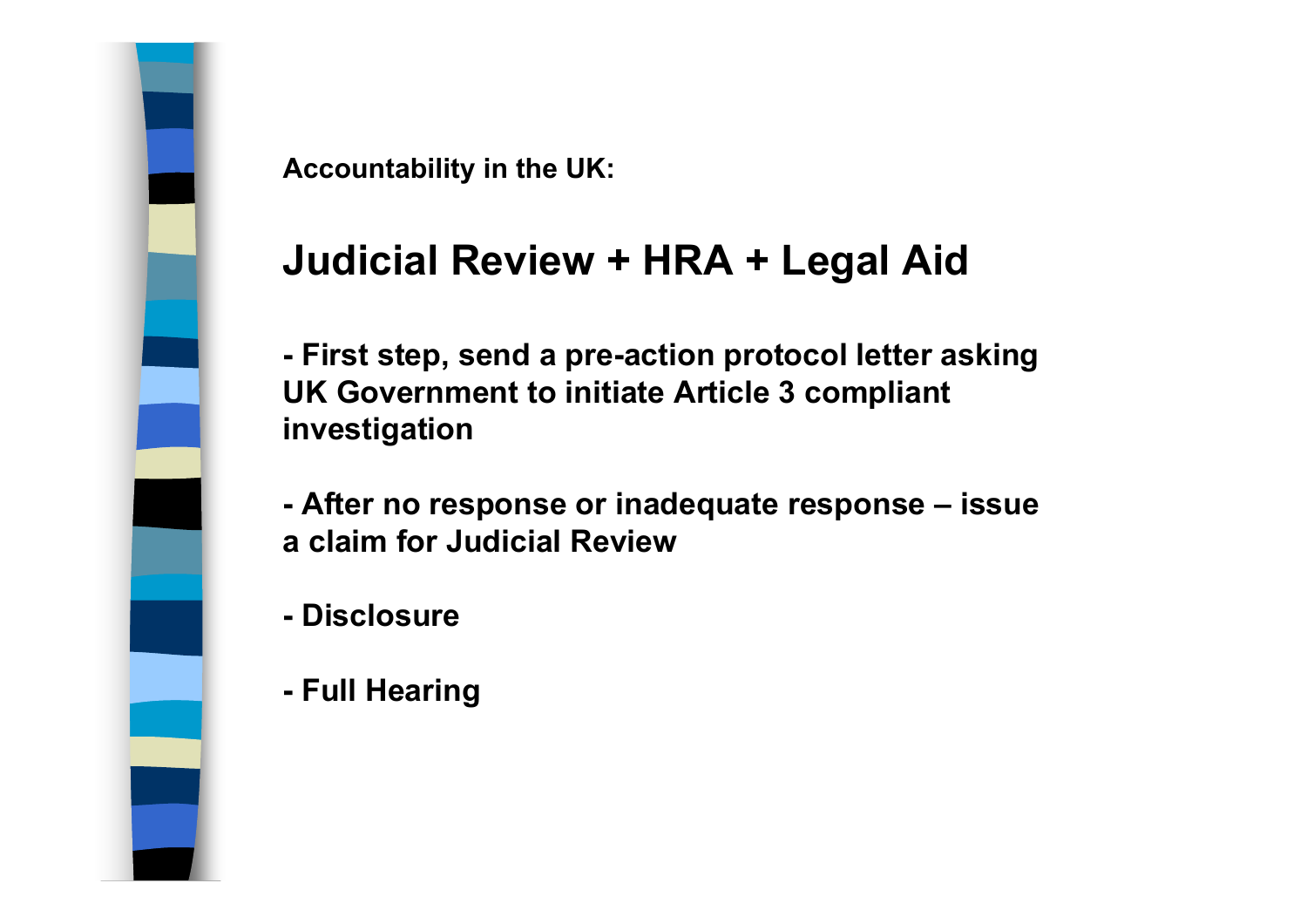**Accountability in the UK:**

## Judicial Review + HRA + Legal Aid

- First step, send a pre-action protocol letter asking UK Government to initiate Article 3 compliant investigation

- After no response or inadequate response – issue a claim for Judicial Review

- Disclosure

- Full Hearing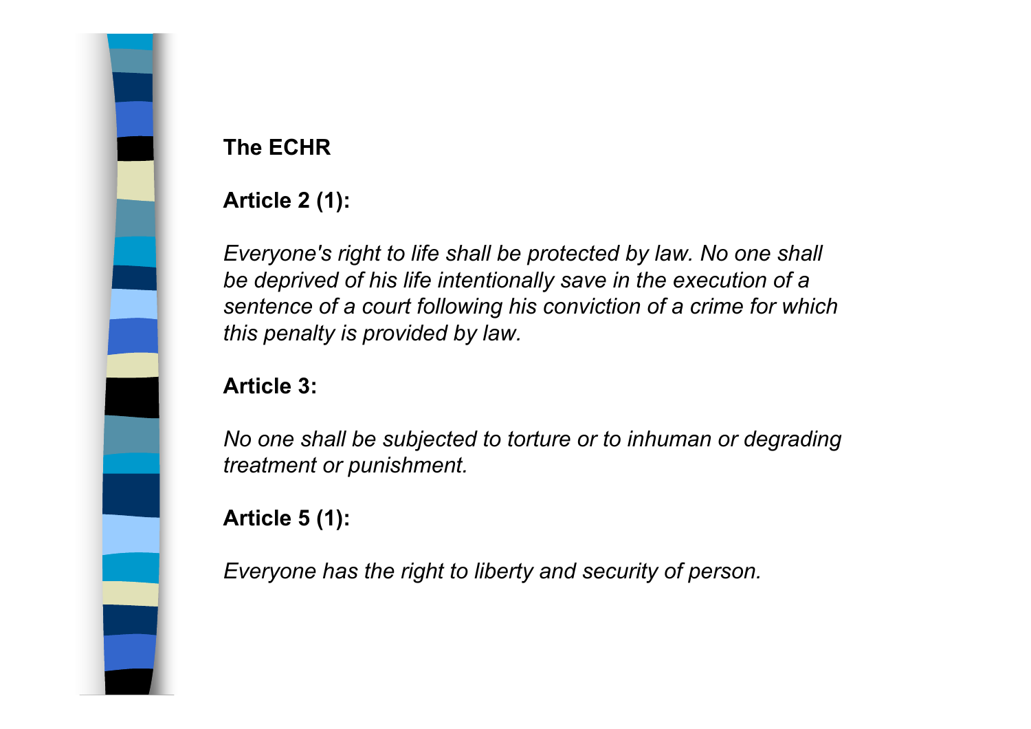## The ECHR

**Article 2 (1):**

*Everyone's right to life shall be protected by law. No one shall be deprived of his life intentionally save in the execution of a sentence of a court following his conviction of a crime for which this penalty is provided by law.*

**Article 3:**

*No one shall be subjected to torture or to inhuman or degrading treatment or punishment.*

**Article 5 (1):**

*Everyone has the right to liberty and security of person.*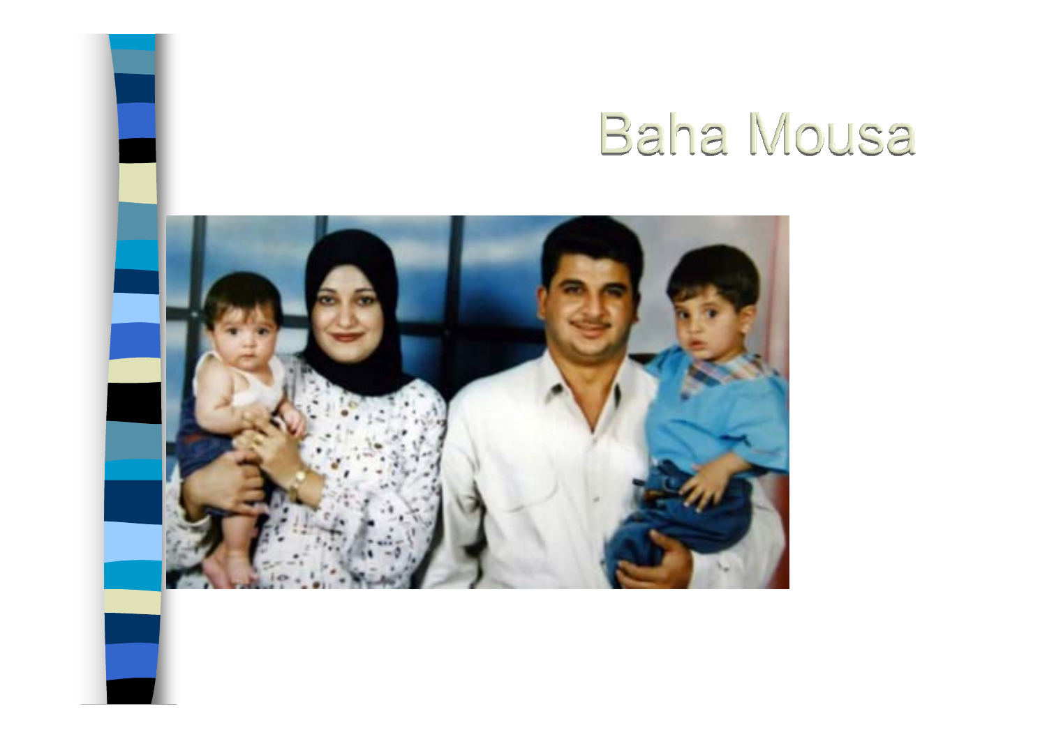# Baha Mousa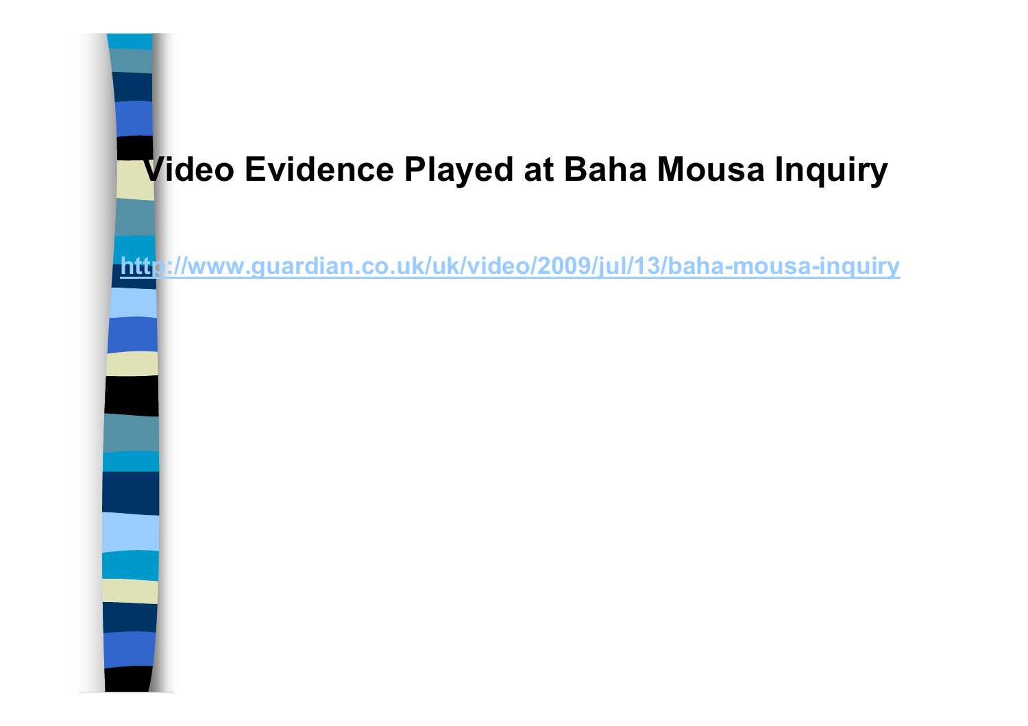# Video Evidence Played at Baha Mousa Inquiry

http://www.guardian.co.uk/uk/video/2009/jul/13/baha-mousa-inquiry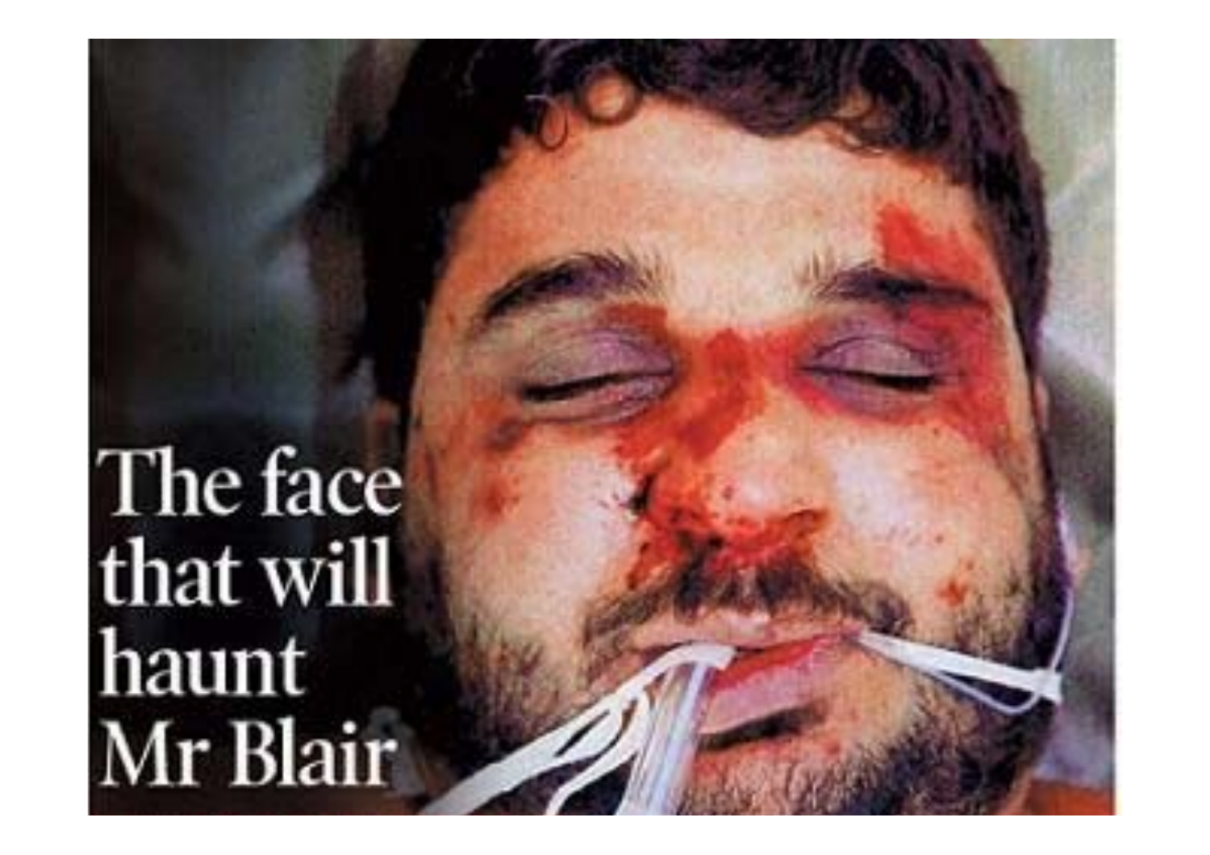The face that will haunt Mr Blair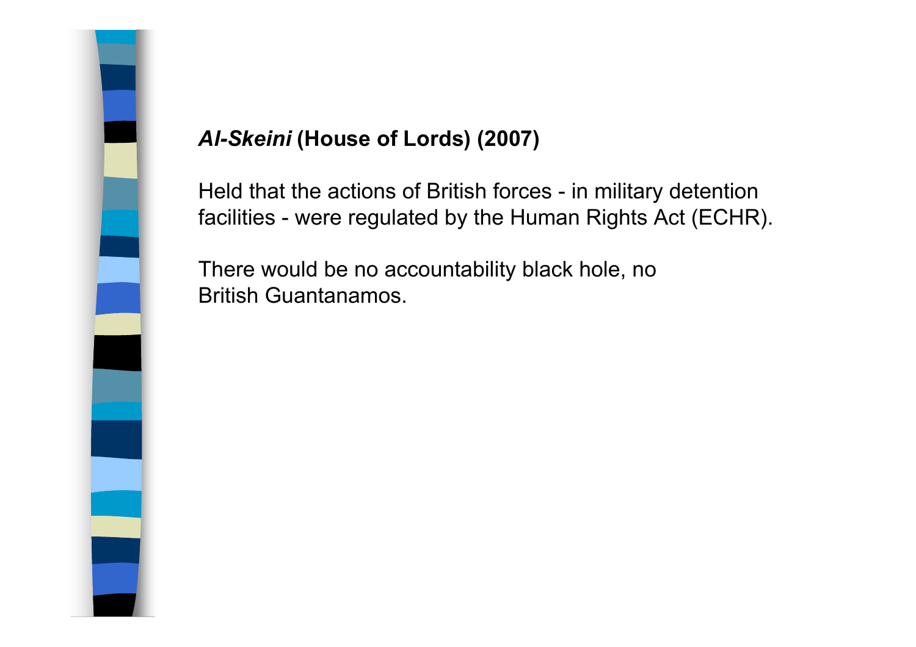## *Al-Skeini* (House of Lords) (2007)

Held that the actions of British forces - in military detention facilities - were regulated by the Human Rights Act (ECHR).

There would be no accountability black hole, no British Guantanamos.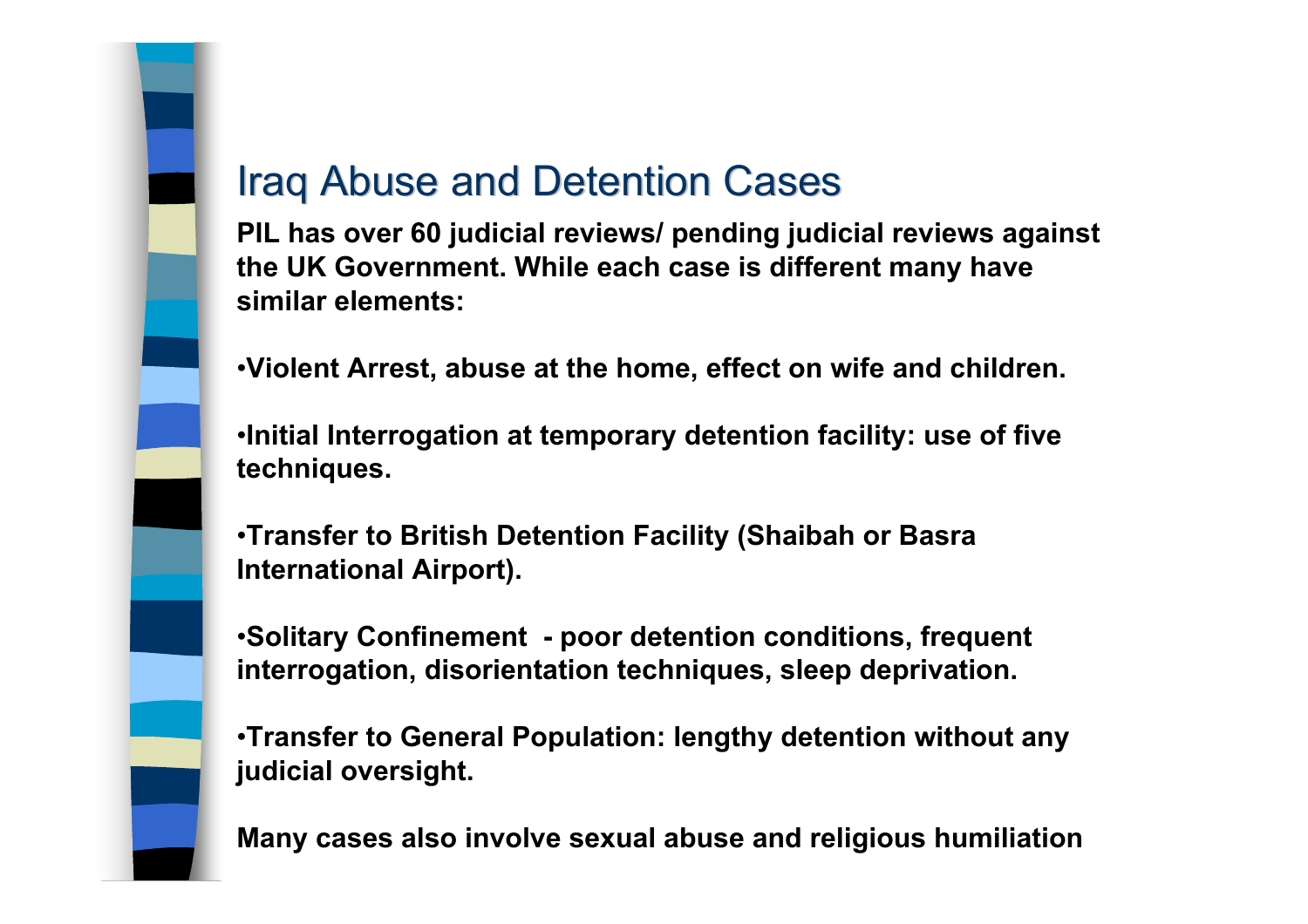# Iraq Abuse and Detention Cases

**PIL has over 60 judicial reviews/ pending judicial reviews against the UK Government. While each case is different many have similar elements:**

- **Violent Arrest, abuse at the home, effect on wife and children.**
- **Initial Interrogation at temporary detention facility: use of five techniques.**
- **Transfer to British Detention Facility (Shaibah or Basra International Airport).**
- **Solitary Confinement - poor detention conditions, frequent interrogation, disorientation techniques, sleep deprivation.**
- **Transfer to General Population: lengthy detention without any judicial oversight.**

**Many cases also involve sexual abuse and religious humiliation**